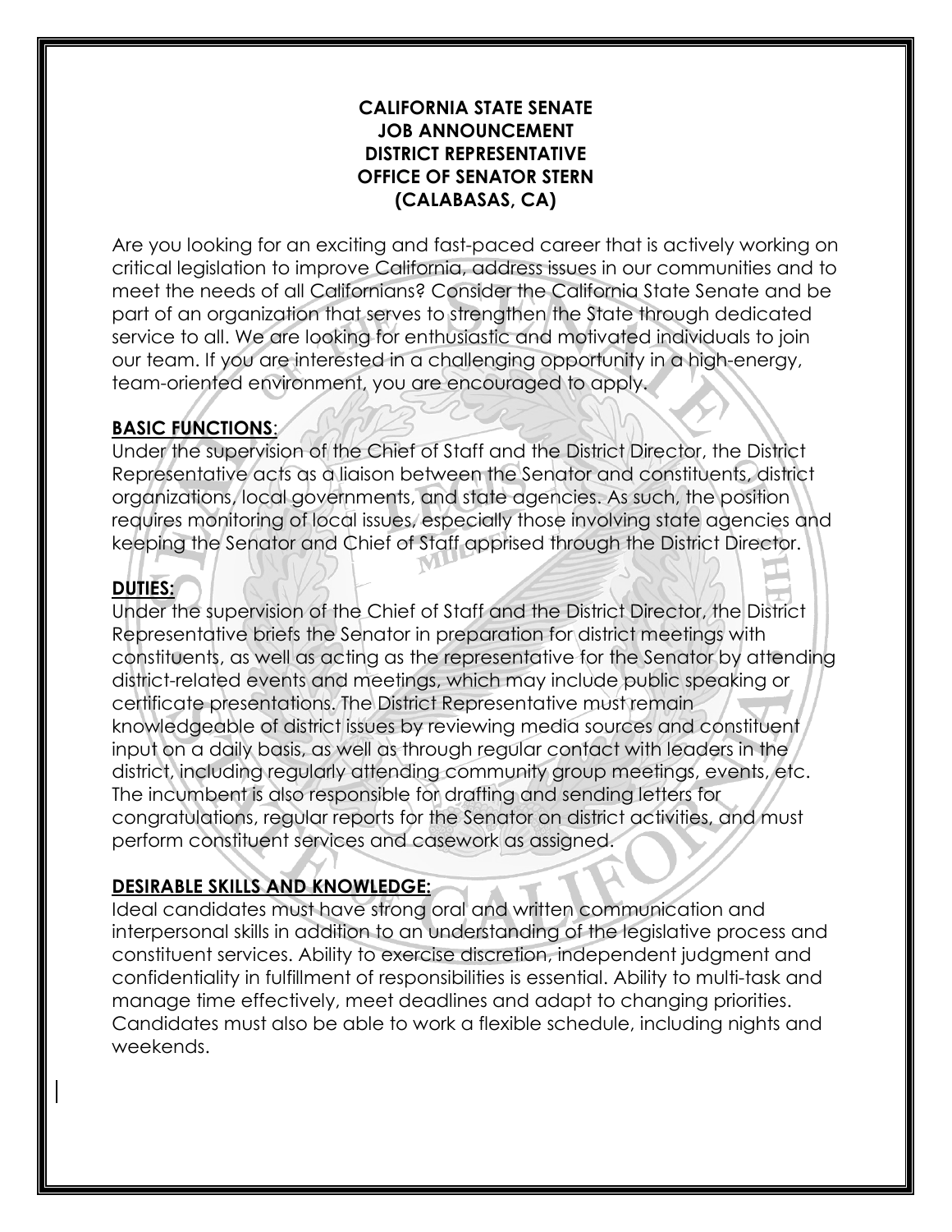**CALIFORNIA STATE SENATE**
**JOB ANNOUNCEMENT**
**DISTRICT REPRESENTATIVE**
**OFFICE OF SENATOR STERN**
**(CALABASAS, CA)**

Are you looking for an exciting and fast-paced career that is actively working on critical legislation to improve California, address issues in our communities and to meet the needs of all Californians? Consider the California State Senate and be part of an organization that serves to strengthen the State through dedicated service to all. We are looking for enthusiastic and motivated individuals to join our team. If you are interested in a challenging opportunity in a high-energy, team-oriented environment, you are encouraged to apply.

**BASIC FUNCTIONS**:

Under the supervision of the Chief of Staff and the District Director, the District Representative acts as a liaison between the Senator and constituents, district organizations, local governments, and state agencies. As such, the position requires monitoring of local issues, especially those involving state agencies and keeping the Senator and Chief of Staff apprised through the District Director.

**DUTIES:**

Under the supervision of the Chief of Staff and the District Director, the District Representative briefs the Senator in preparation for district meetings with constituents, as well as acting as the representative for the Senator by attending district-related events and meetings, which may include public speaking or certificate presentations. The District Representative must remain knowledgeable of district issues by reviewing media sources and constituent input on a daily basis, as well as through regular contact with leaders in the district, including regularly attending community group meetings, events, etc. The incumbent is also responsible for drafting and sending letters for congratulations, regular reports for the Senator on district activities, and must perform constituent services and casework as assigned.

**DESIRABLE SKILLS AND KNOWLEDGE:**

Ideal candidates must have strong oral and written communication and interpersonal skills in addition to an understanding of the legislative process and constituent services. Ability to exercise discretion, independent judgment and confidentiality in fulfillment of responsibilities is essential. Ability to multi-task and manage time effectively, meet deadlines and adapt to changing priorities. Candidates must also be able to work a flexible schedule, including nights and weekends.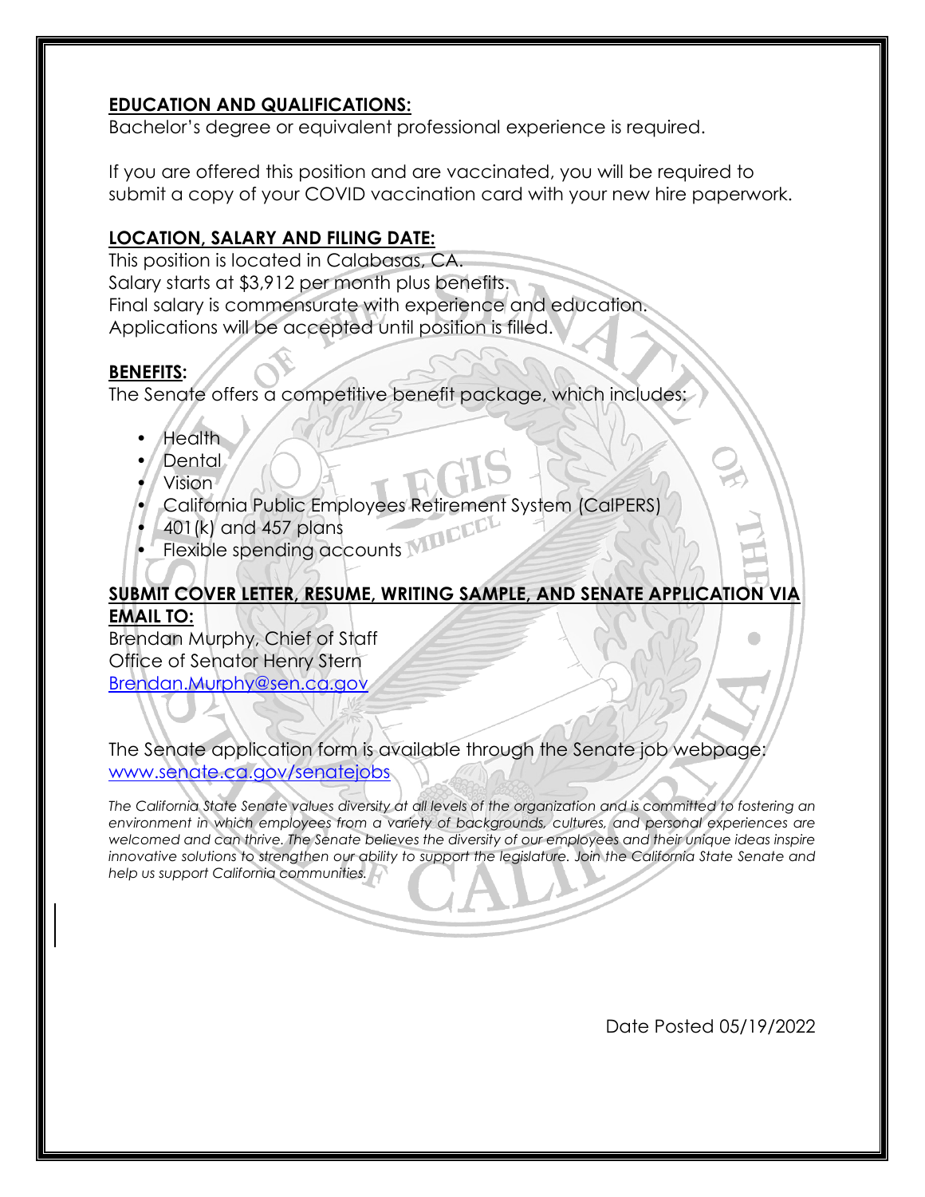**EDUCATION AND QUALIFICATIONS:**

Bachelor's degree or equivalent professional experience is required.

If you are offered this position and are vaccinated, you will be required to submit a copy of your COVID vaccination card with your new hire paperwork.

**LOCATION, SALARY AND FILING DATE:**

This position is located in Calabasas, CA.
Salary starts at $3,912 per month plus benefits.
Final salary is commensurate with experience and education.
Applications will be accepted until position is filled.

**BENEFITS:**

The Senate offers a competitive benefit package, which includes:

- Health
- Dental
- Vision
- California Public Employees Retirement System (CalPERS)
- 401(k) and 457 plans
- Flexible spending accounts

**SUBMIT COVER LETTER, RESUME, WRITING SAMPLE, AND SENATE APPLICATION VIA EMAIL TO:**

Brendan Murphy, Chief of Staff
Office of Senator Henry Stern
Brendan.Murphy@sen.ca.gov

The Senate application form is available through the Senate job webpage: www.senate.ca.gov/senatejobs

*The California State Senate values diversity at all levels of the organization and is committed to fostering an environment in which employees from a variety of backgrounds, cultures, and personal experiences are welcomed and can thrive. The Senate believes the diversity of our employees and their unique ideas inspire innovative solutions to strengthen our ability to support the legislature. Join the California State Senate and help us support California communities.*

Date Posted 05/19/2022